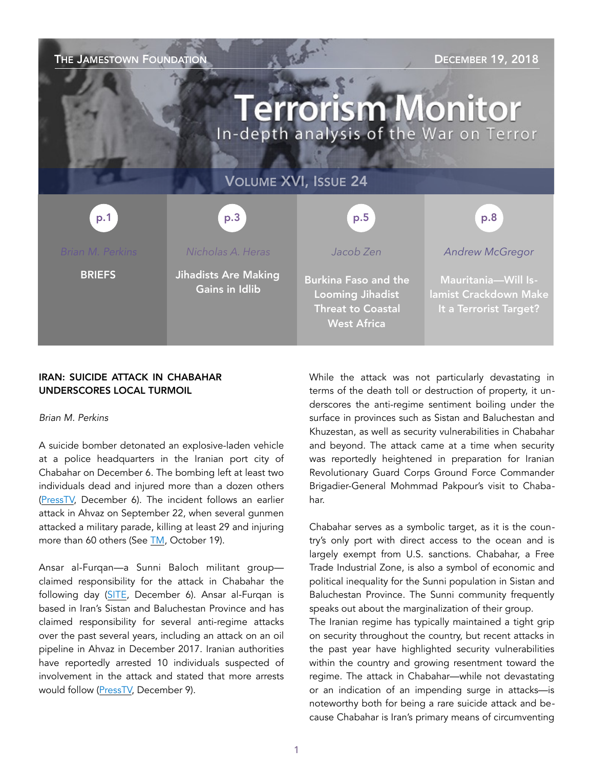The Jamestown Foundation

December 19, 2018

# Terrorism Monitor

In-depth analysis of the War on Terror

Volume XVI, Issue 24

| p.1 | p.3 | p.5 | p.8 |
|---|---|---|---|
| Brian M. Perkins | Nicholas A. Heras | Jacob Zen | Andrew McGregor |
| BRIEFS | Jihadists Are Making Gains in Idlib | Burkina Faso and the Looming Jihadist Threat to Coastal West Africa | Mauritania—Will Islamist Crackdown Make It a Terrorist Target? |

## IRAN: SUICIDE ATTACK IN CHABAHAR UNDERSCORES LOCAL TURMOIL

*Brian M. Perkins*

A suicide bomber detonated an explosive-laden vehicle at a police headquarters in the Iranian port city of Chabahar on December 6. The bombing left at least two individuals dead and injured more than a dozen others (PressTV, December 6). The incident follows an earlier attack in Ahvaz on September 22, when several gunmen attacked a military parade, killing at least 29 and injuring more than 60 others (See TM, October 19).

Ansar al-Furqan—a Sunni Baloch militant group—claimed responsibility for the attack in Chabahar the following day (SITE, December 6). Ansar al-Furqan is based in Iran's Sistan and Baluchestan Province and has claimed responsibility for several anti-regime attacks over the past several years, including an attack on an oil pipeline in Ahvaz in December 2017. Iranian authorities have reportedly arrested 10 individuals suspected of involvement in the attack and stated that more arrests would follow (PressTV, December 9).

While the attack was not particularly devastating in terms of the death toll or destruction of property, it underscores the anti-regime sentiment boiling under the surface in provinces such as Sistan and Baluchestan and Khuzestan, as well as security vulnerabilities in Chabahar and beyond. The attack came at a time when security was reportedly heightened in preparation for Iranian Revolutionary Guard Corps Ground Force Commander Brigadier-General Mohmmad Pakpour's visit to Chabahar.

Chabahar serves as a symbolic target, as it is the country's only port with direct access to the ocean and is largely exempt from U.S. sanctions. Chabahar, a Free Trade Industrial Zone, is also a symbol of economic and political inequality for the Sunni population in Sistan and Baluchestan Province. The Sunni community frequently speaks out about the marginalization of their group.

The Iranian regime has typically maintained a tight grip on security throughout the country, but recent attacks in the past year have highlighted security vulnerabilities within the country and growing resentment toward the regime. The attack in Chabahar—while not devastating or an indication of an impending surge in attacks—is noteworthy both for being a rare suicide attack and because Chabahar is Iran's primary means of circumventing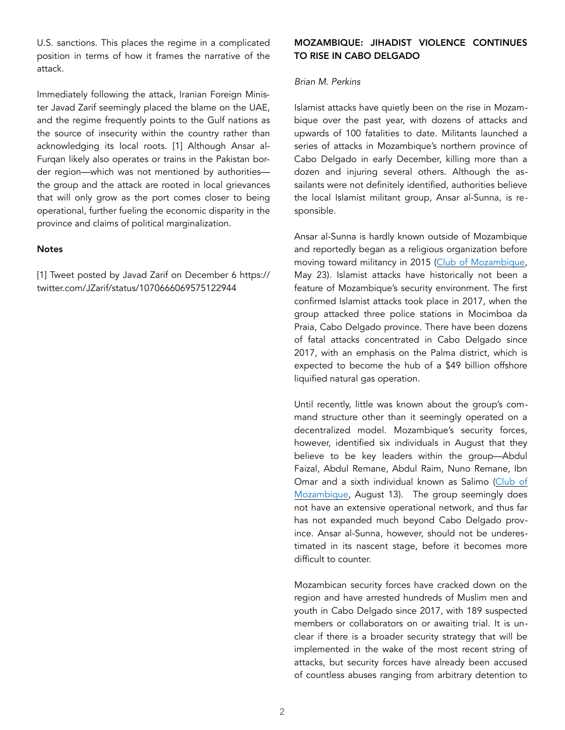U.S. sanctions. This places the regime in a complicated position in terms of how it frames the narrative of the attack.

Immediately following the attack, Iranian Foreign Minister Javad Zarif seemingly placed the blame on the UAE, and the regime frequently points to the Gulf nations as the source of insecurity within the country rather than acknowledging its local roots. [1] Although Ansar al-Furqan likely also operates or trains in the Pakistan border region—which was not mentioned by authorities—the group and the attack are rooted in local grievances that will only grow as the port comes closer to being operational, further fueling the economic disparity in the province and claims of political marginalization.

**Notes**

[1] Tweet posted by Javad Zarif on December 6 https://twitter.com/JZarif/status/1070666069575122944

## MOZAMBIQUE: JIHADIST VIOLENCE CONTINUES TO RISE IN CABO DELGADO

*Brian M. Perkins*

Islamist attacks have quietly been on the rise in Mozambique over the past year, with dozens of attacks and upwards of 100 fatalities to date. Militants launched a series of attacks in Mozambique's northern province of Cabo Delgado in early December, killing more than a dozen and injuring several others. Although the assailants were not definitely identified, authorities believe the local Islamist militant group, Ansar al-Sunna, is responsible.

Ansar al-Sunna is hardly known outside of Mozambique and reportedly began as a religious organization before moving toward militancy in 2015 (Club of Mozambique, May 23). Islamist attacks have historically not been a feature of Mozambique's security environment. The first confirmed Islamist attacks took place in 2017, when the group attacked three police stations in Mocimboa da Praia, Cabo Delgado province. There have been dozens of fatal attacks concentrated in Cabo Delgado since 2017, with an emphasis on the Palma district, which is expected to become the hub of a $49 billion offshore liquified natural gas operation.

Until recently, little was known about the group's command structure other than it seemingly operated on a decentralized model. Mozambique's security forces, however, identified six individuals in August that they believe to be key leaders within the group—Abdul Faizal, Abdul Remane, Abdul Raim, Nuno Remane, Ibn Omar and a sixth individual known as Salimo (Club of Mozambique, August 13). The group seemingly does not have an extensive operational network, and thus far has not expanded much beyond Cabo Delgado province. Ansar al-Sunna, however, should not be underestimated in its nascent stage, before it becomes more difficult to counter.

Mozambican security forces have cracked down on the region and have arrested hundreds of Muslim men and youth in Cabo Delgado since 2017, with 189 suspected members or collaborators on or awaiting trial. It is unclear if there is a broader security strategy that will be implemented in the wake of the most recent string of attacks, but security forces have already been accused of countless abuses ranging from arbitrary detention to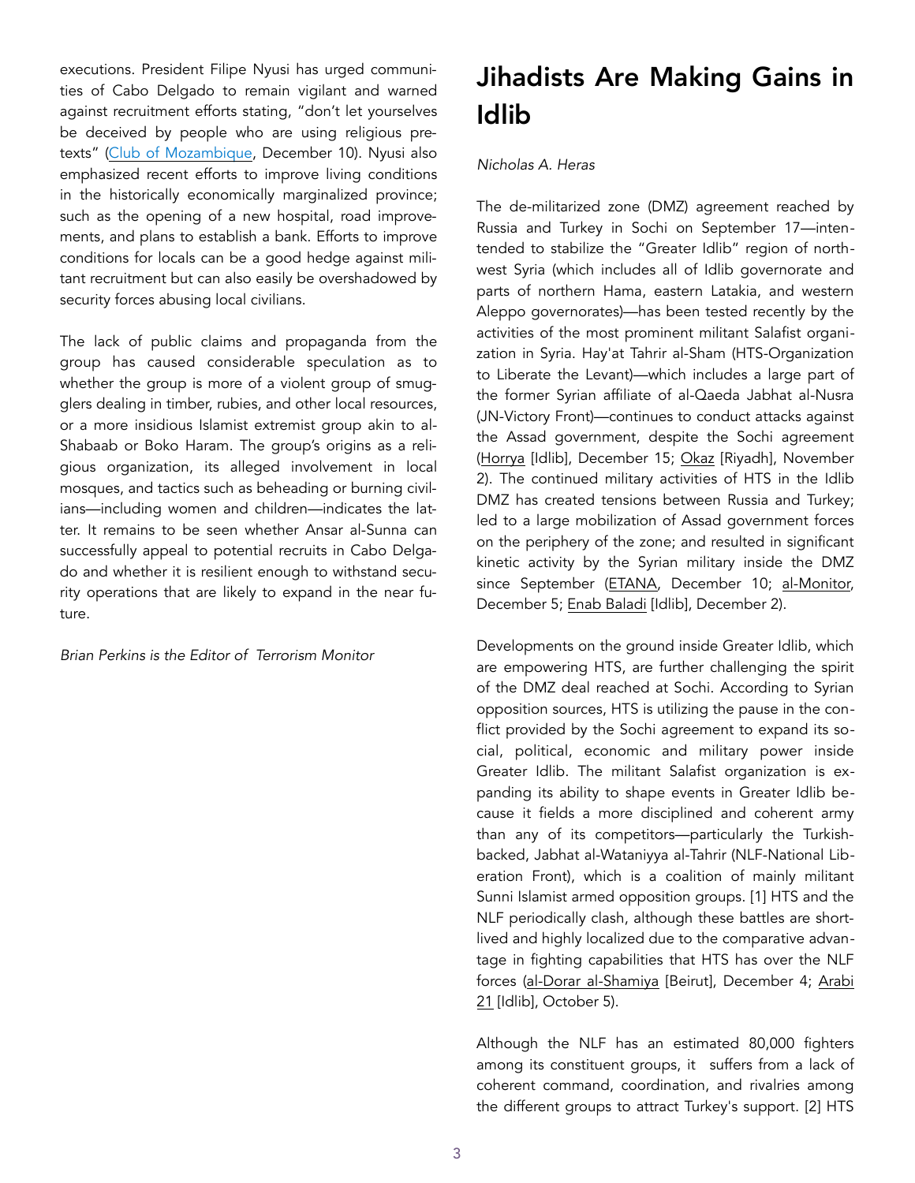executions. President Filipe Nyusi has urged communities of Cabo Delgado to remain vigilant and warned against recruitment efforts stating, "don't let yourselves be deceived by people who are using religious pretexts" (Club of Mozambique, December 10). Nyusi also emphasized recent efforts to improve living conditions in the historically economically marginalized province; such as the opening of a new hospital, road improvements, and plans to establish a bank. Efforts to improve conditions for locals can be a good hedge against militant recruitment but can also easily be overshadowed by security forces abusing local civilians.

The lack of public claims and propaganda from the group has caused considerable speculation as to whether the group is more of a violent group of smugglers dealing in timber, rubies, and other local resources, or a more insidious Islamist extremist group akin to al-Shabaab or Boko Haram. The group's origins as a religious organization, its alleged involvement in local mosques, and tactics such as beheading or burning civilians—including women and children—indicates the latter. It remains to be seen whether Ansar al-Sunna can successfully appeal to potential recruits in Cabo Delgado and whether it is resilient enough to withstand security operations that are likely to expand in the near future.

*Brian Perkins is the Editor of Terrorism Monitor*

# Jihadists Are Making Gains in Idlib

*Nicholas A. Heras*

The de-militarized zone (DMZ) agreement reached by Russia and Turkey in Sochi on September 17—intentended to stabilize the "Greater Idlib" region of northwest Syria (which includes all of Idlib governorate and parts of northern Hama, eastern Latakia, and western Aleppo governorates)—has been tested recently by the activities of the most prominent militant Salafist organization in Syria. Hay'at Tahrir al-Sham (HTS-Organization to Liberate the Levant)—which includes a large part of the former Syrian affiliate of al-Qaeda Jabhat al-Nusra (JN-Victory Front)—continues to conduct attacks against the Assad government, despite the Sochi agreement (Horrya [Idlib], December 15; Okaz [Riyadh], November 2). The continued military activities of HTS in the Idlib DMZ has created tensions between Russia and Turkey; led to a large mobilization of Assad government forces on the periphery of the zone; and resulted in significant kinetic activity by the Syrian military inside the DMZ since September (ETANA, December 10; al-Monitor, December 5; Enab Baladi [Idlib], December 2).

Developments on the ground inside Greater Idlib, which are empowering HTS, are further challenging the spirit of the DMZ deal reached at Sochi. According to Syrian opposition sources, HTS is utilizing the pause in the conflict provided by the Sochi agreement to expand its social, political, economic and military power inside Greater Idlib. The militant Salafist organization is expanding its ability to shape events in Greater Idlib because it fields a more disciplined and coherent army than any of its competitors—particularly the Turkish-backed, Jabhat al-Wataniyya al-Tahrir (NLF-National Liberation Front), which is a coalition of mainly militant Sunni Islamist armed opposition groups. [1] HTS and the NLF periodically clash, although these battles are short-lived and highly localized due to the comparative advantage in fighting capabilities that HTS has over the NLF forces (al-Dorar al-Shamiya [Beirut], December 4; Arabi 21 [Idlib], October 5).

Although the NLF has an estimated 80,000 fighters among its constituent groups, it suffers from a lack of coherent command, coordination, and rivalries among the different groups to attract Turkey's support. [2] HTS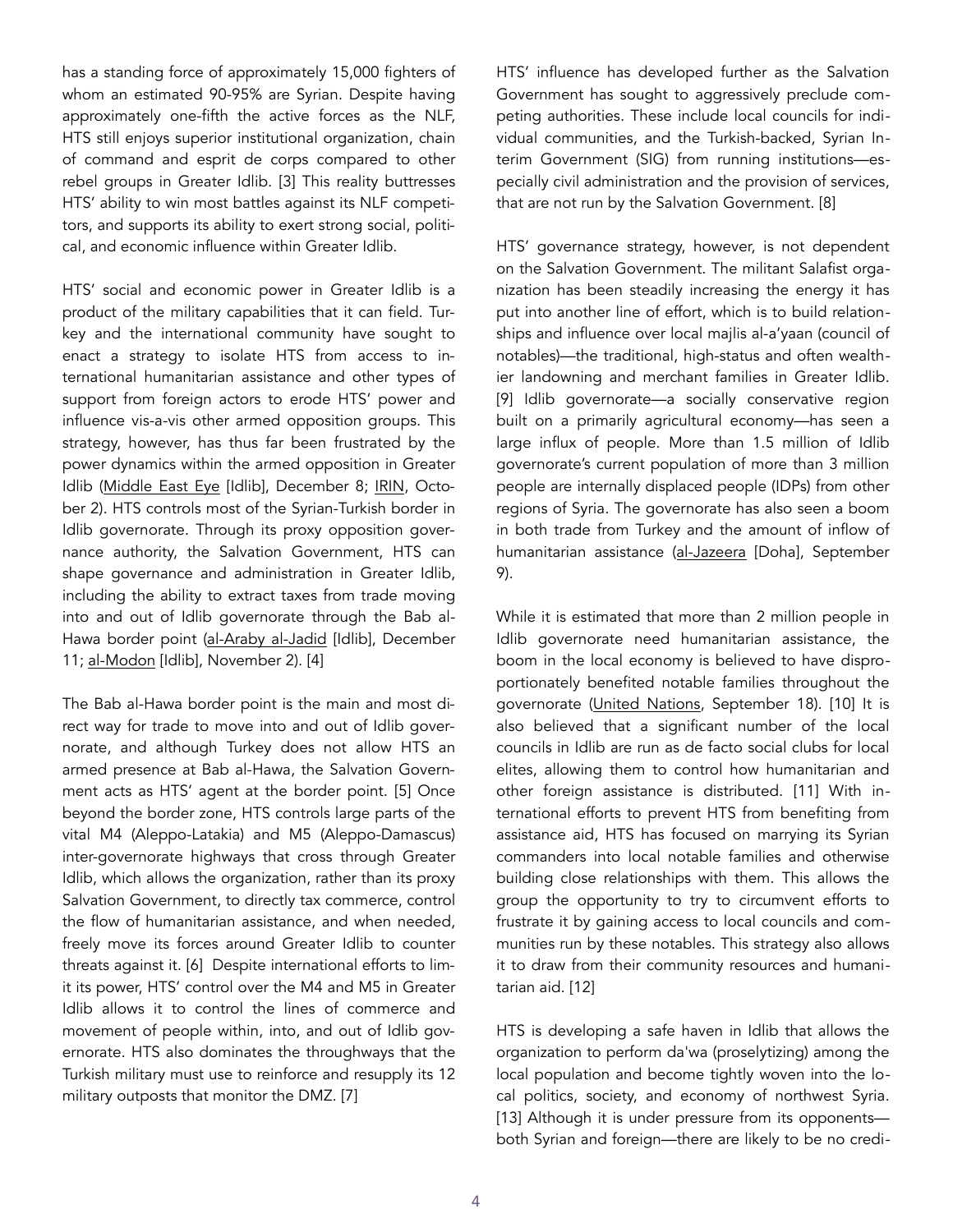has a standing force of approximately 15,000 fighters of whom an estimated 90-95% are Syrian. Despite having approximately one-fifth the active forces as the NLF, HTS still enjoys superior institutional organization, chain of command and esprit de corps compared to other rebel groups in Greater Idlib. [3] This reality buttresses HTS' ability to win most battles against its NLF competitors, and supports its ability to exert strong social, political, and economic influence within Greater Idlib.

HTS' social and economic power in Greater Idlib is a product of the military capabilities that it can field. Turkey and the international community have sought to enact a strategy to isolate HTS from access to international humanitarian assistance and other types of support from foreign actors to erode HTS' power and influence vis-a-vis other armed opposition groups. This strategy, however, has thus far been frustrated by the power dynamics within the armed opposition in Greater Idlib (Middle East Eye [Idlib], December 8; IRIN, October 2). HTS controls most of the Syrian-Turkish border in Idlib governorate. Through its proxy opposition governance authority, the Salvation Government, HTS can shape governance and administration in Greater Idlib, including the ability to extract taxes from trade moving into and out of Idlib governorate through the Bab al-Hawa border point (al-Araby al-Jadid [Idlib], December 11; al-Modon [Idlib], November 2). [4]

The Bab al-Hawa border point is the main and most direct way for trade to move into and out of Idlib governorate, and although Turkey does not allow HTS an armed presence at Bab al-Hawa, the Salvation Government acts as HTS' agent at the border point. [5] Once beyond the border zone, HTS controls large parts of the vital M4 (Aleppo-Latakia) and M5 (Aleppo-Damascus) inter-governorate highways that cross through Greater Idlib, which allows the organization, rather than its proxy Salvation Government, to directly tax commerce, control the flow of humanitarian assistance, and when needed, freely move its forces around Greater Idlib to counter threats against it. [6] Despite international efforts to limit its power, HTS' control over the M4 and M5 in Greater Idlib allows it to control the lines of commerce and movement of people within, into, and out of Idlib governorate. HTS also dominates the throughways that the Turkish military must use to reinforce and resupply its 12 military outposts that monitor the DMZ. [7]

HTS' influence has developed further as the Salvation Government has sought to aggressively preclude competing authorities. These include local councils for individual communities, and the Turkish-backed, Syrian Interim Government (SIG) from running institutions—especially civil administration and the provision of services, that are not run by the Salvation Government. [8]

HTS' governance strategy, however, is not dependent on the Salvation Government. The militant Salafist organization has been steadily increasing the energy it has put into another line of effort, which is to build relationships and influence over local majlis al-a'yaan (council of notables)—the traditional, high-status and often wealthier landowning and merchant families in Greater Idlib. [9] Idlib governorate—a socially conservative region built on a primarily agricultural economy—has seen a large influx of people. More than 1.5 million of Idlib governorate's current population of more than 3 million people are internally displaced people (IDPs) from other regions of Syria. The governorate has also seen a boom in both trade from Turkey and the amount of inflow of humanitarian assistance (al-Jazeera [Doha], September 9).

While it is estimated that more than 2 million people in Idlib governorate need humanitarian assistance, the boom in the local economy is believed to have disproportionately benefited notable families throughout the governorate (United Nations, September 18). [10] It is also believed that a significant number of the local councils in Idlib are run as de facto social clubs for local elites, allowing them to control how humanitarian and other foreign assistance is distributed. [11] With international efforts to prevent HTS from benefiting from assistance aid, HTS has focused on marrying its Syrian commanders into local notable families and otherwise building close relationships with them. This allows the group the opportunity to try to circumvent efforts to frustrate it by gaining access to local councils and communities run by these notables. This strategy also allows it to draw from their community resources and humanitarian aid. [12]

HTS is developing a safe haven in Idlib that allows the organization to perform da'wa (proselytizing) among the local population and become tightly woven into the local politics, society, and economy of northwest Syria. [13] Although it is under pressure from its opponents—both Syrian and foreign—there are likely to be no credi-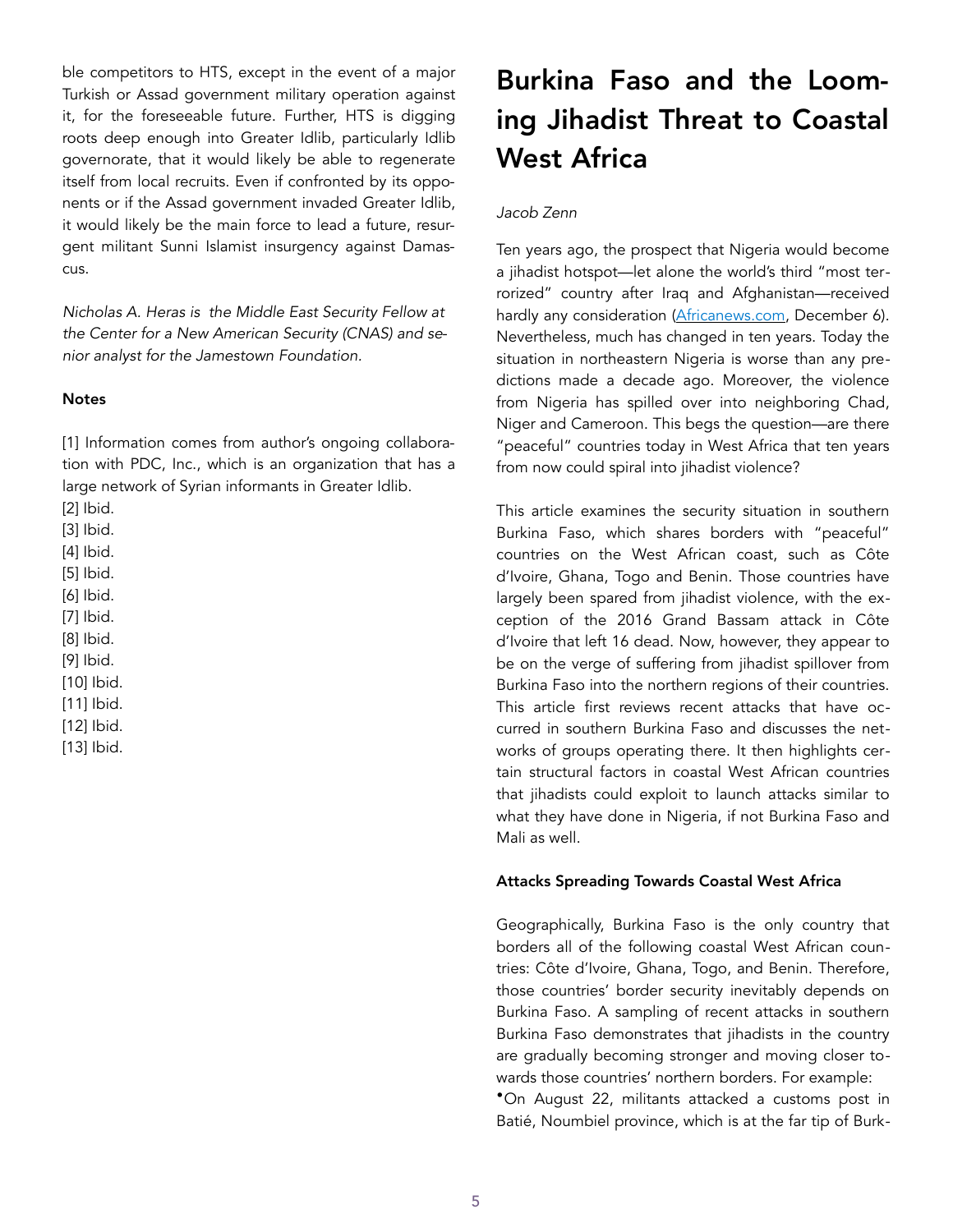ble competitors to HTS, except in the event of a major Turkish or Assad government military operation against it, for the foreseeable future. Further, HTS is digging roots deep enough into Greater Idlib, particularly Idlib governorate, that it would likely be able to regenerate itself from local recruits. Even if confronted by its opponents or if the Assad government invaded Greater Idlib, it would likely be the main force to lead a future, resurgent militant Sunni Islamist insurgency against Damascus.

*Nicholas A. Heras is the Middle East Security Fellow at the Center for a New American Security (CNAS) and senior analyst for the Jamestown Foundation.*

**Notes**

[1] Information comes from author's ongoing collaboration with PDC, Inc., which is an organization that has a large network of Syrian informants in Greater Idlib.
[2] Ibid.
[3] Ibid.
[4] Ibid.
[5] Ibid.
[6] Ibid.
[7] Ibid.
[8] Ibid.
[9] Ibid.
[10] Ibid.
[11] Ibid.
[12] Ibid.
[13] Ibid.

# Burkina Faso and the Looming Jihadist Threat to Coastal West Africa

*Jacob Zenn*

Ten years ago, the prospect that Nigeria would become a jihadist hotspot—let alone the world's third "most terrorized" country after Iraq and Afghanistan—received hardly any consideration (Africanews.com, December 6). Nevertheless, much has changed in ten years. Today the situation in northeastern Nigeria is worse than any predictions made a decade ago. Moreover, the violence from Nigeria has spilled over into neighboring Chad, Niger and Cameroon. This begs the question—are there "peaceful" countries today in West Africa that ten years from now could spiral into jihadist violence?

This article examines the security situation in southern Burkina Faso, which shares borders with "peaceful" countries on the West African coast, such as Côte d'Ivoire, Ghana, Togo and Benin. Those countries have largely been spared from jihadist violence, with the exception of the 2016 Grand Bassam attack in Côte d'Ivoire that left 16 dead. Now, however, they appear to be on the verge of suffering from jihadist spillover from Burkina Faso into the northern regions of their countries. This article first reviews recent attacks that have occurred in southern Burkina Faso and discusses the networks of groups operating there. It then highlights certain structural factors in coastal West African countries that jihadists could exploit to launch attacks similar to what they have done in Nigeria, if not Burkina Faso and Mali as well.

**Attacks Spreading Towards Coastal West Africa**

Geographically, Burkina Faso is the only country that borders all of the following coastal West African countries: Côte d'Ivoire, Ghana, Togo, and Benin. Therefore, those countries' border security inevitably depends on Burkina Faso. A sampling of recent attacks in southern Burkina Faso demonstrates that jihadists in the country are gradually becoming stronger and moving closer towards those countries' northern borders. For example:

- On August 22, militants attacked a customs post in Batié, Noumbiel province, which is at the far tip of Burk-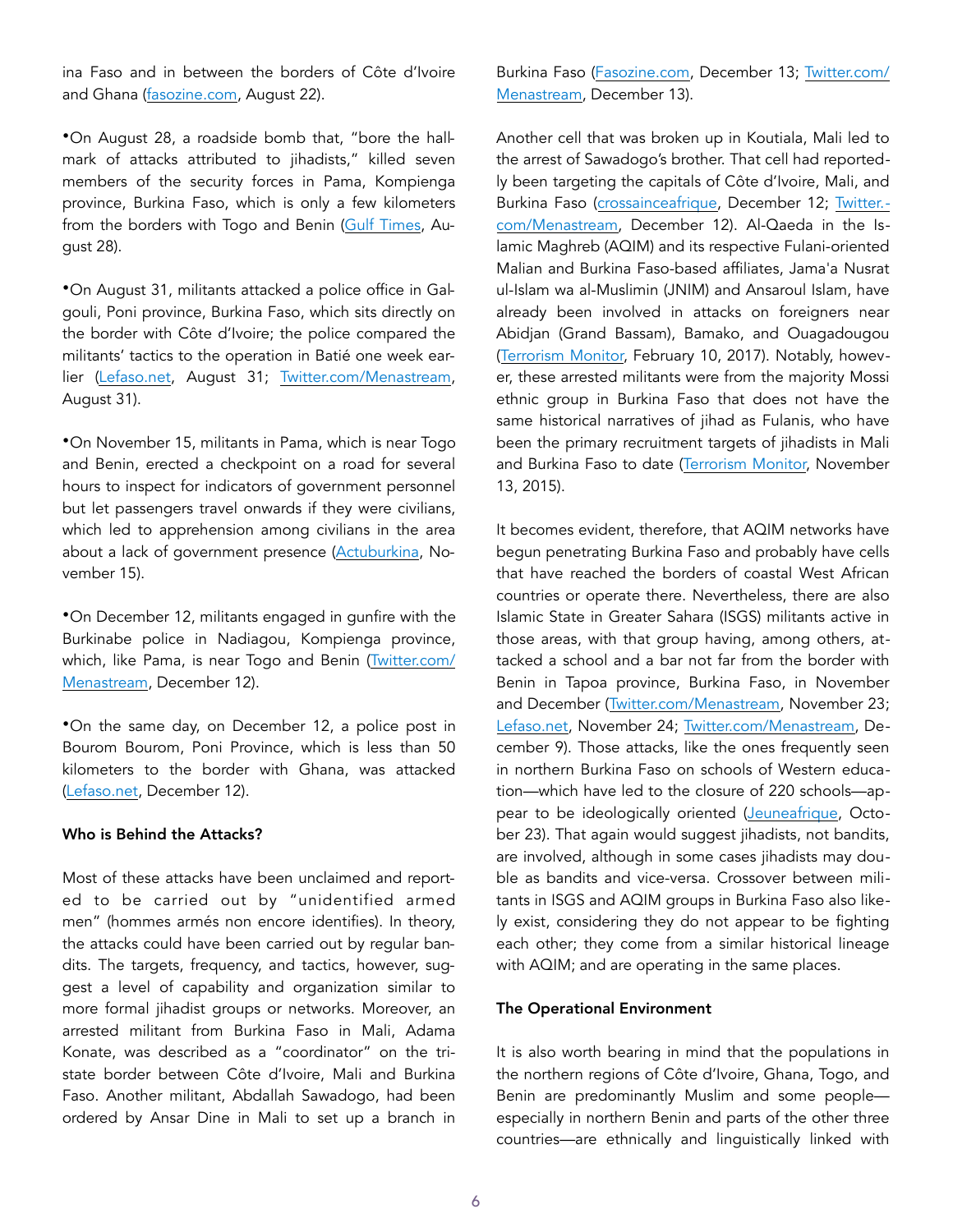ina Faso and in between the borders of Côte d'Ivoire and Ghana (fasozine.com, August 22).

- On August 28, a roadside bomb that, "bore the hallmark of attacks attributed to jihadists," killed seven members of the security forces in Pama, Kompienga province, Burkina Faso, which is only a few kilometers from the borders with Togo and Benin (Gulf Times, August 28).

- On August 31, militants attacked a police office in Galgouli, Poni province, Burkina Faso, which sits directly on the border with Côte d'Ivoire; the police compared the militants' tactics to the operation in Batié one week earlier (Lefaso.net, August 31; Twitter.com/Menastream, August 31).

- On November 15, militants in Pama, which is near Togo and Benin, erected a checkpoint on a road for several hours to inspect for indicators of government personnel but let passengers travel onwards if they were civilians, which led to apprehension among civilians in the area about a lack of government presence (Actuburkina, November 15).

- On December 12, militants engaged in gunfire with the Burkinabe police in Nadiagou, Kompienga province, which, like Pama, is near Togo and Benin (Twitter.com/Menastream, December 12).

- On the same day, on December 12, a police post in Bourom Bourom, Poni Province, which is less than 50 kilometers to the border with Ghana, was attacked (Lefaso.net, December 12).

**Who is Behind the Attacks?**

Most of these attacks have been unclaimed and reported to be carried out by "unidentified armed men" (hommes armés non encore identifies). In theory, the attacks could have been carried out by regular bandits. The targets, frequency, and tactics, however, suggest a level of capability and organization similar to more formal jihadist groups or networks. Moreover, an arrested militant from Burkina Faso in Mali, Adama Konate, was described as a "coordinator" on the tri-state border between Côte d'Ivoire, Mali and Burkina Faso. Another militant, Abdallah Sawadogo, had been ordered by Ansar Dine in Mali to set up a branch in Burkina Faso (Fasozine.com, December 13; Twitter.com/Menastream, December 13).

Another cell that was broken up in Koutiala, Mali led to the arrest of Sawadogo's brother. That cell had reportedly been targeting the capitals of Côte d'Ivoire, Mali, and Burkina Faso (crossainceafrique, December 12; Twitter.com/Menastream, December 12). Al-Qaeda in the Islamic Maghreb (AQIM) and its respective Fulani-oriented Malian and Burkina Faso-based affiliates, Jama'a Nusrat ul-Islam wa al-Muslimin (JNIM) and Ansaroul Islam, have already been involved in attacks on foreigners near Abidjan (Grand Bassam), Bamako, and Ouagadougou (Terrorism Monitor, February 10, 2017). Notably, however, these arrested militants were from the majority Mossi ethnic group in Burkina Faso that does not have the same historical narratives of jihad as Fulanis, who have been the primary recruitment targets of jihadists in Mali and Burkina Faso to date (Terrorism Monitor, November 13, 2015).

It becomes evident, therefore, that AQIM networks have begun penetrating Burkina Faso and probably have cells that have reached the borders of coastal West African countries or operate there. Nevertheless, there are also Islamic State in Greater Sahara (ISGS) militants active in those areas, with that group having, among others, attacked a school and a bar not far from the border with Benin in Tapoa province, Burkina Faso, in November and December (Twitter.com/Menastream, November 23; Lefaso.net, November 24; Twitter.com/Menastream, December 9). Those attacks, like the ones frequently seen in northern Burkina Faso on schools of Western education—which have led to the closure of 220 schools—appear to be ideologically oriented (Jeuneafrique, October 23). That again would suggest jihadists, not bandits, are involved, although in some cases jihadists may double as bandits and vice-versa. Crossover between militants in ISGS and AQIM groups in Burkina Faso also likely exist, considering they do not appear to be fighting each other; they come from a similar historical lineage with AQIM; and are operating in the same places.

**The Operational Environment**

It is also worth bearing in mind that the populations in the northern regions of Côte d'Ivoire, Ghana, Togo, and Benin are predominantly Muslim and some people—especially in northern Benin and parts of the other three countries—are ethnically and linguistically linked with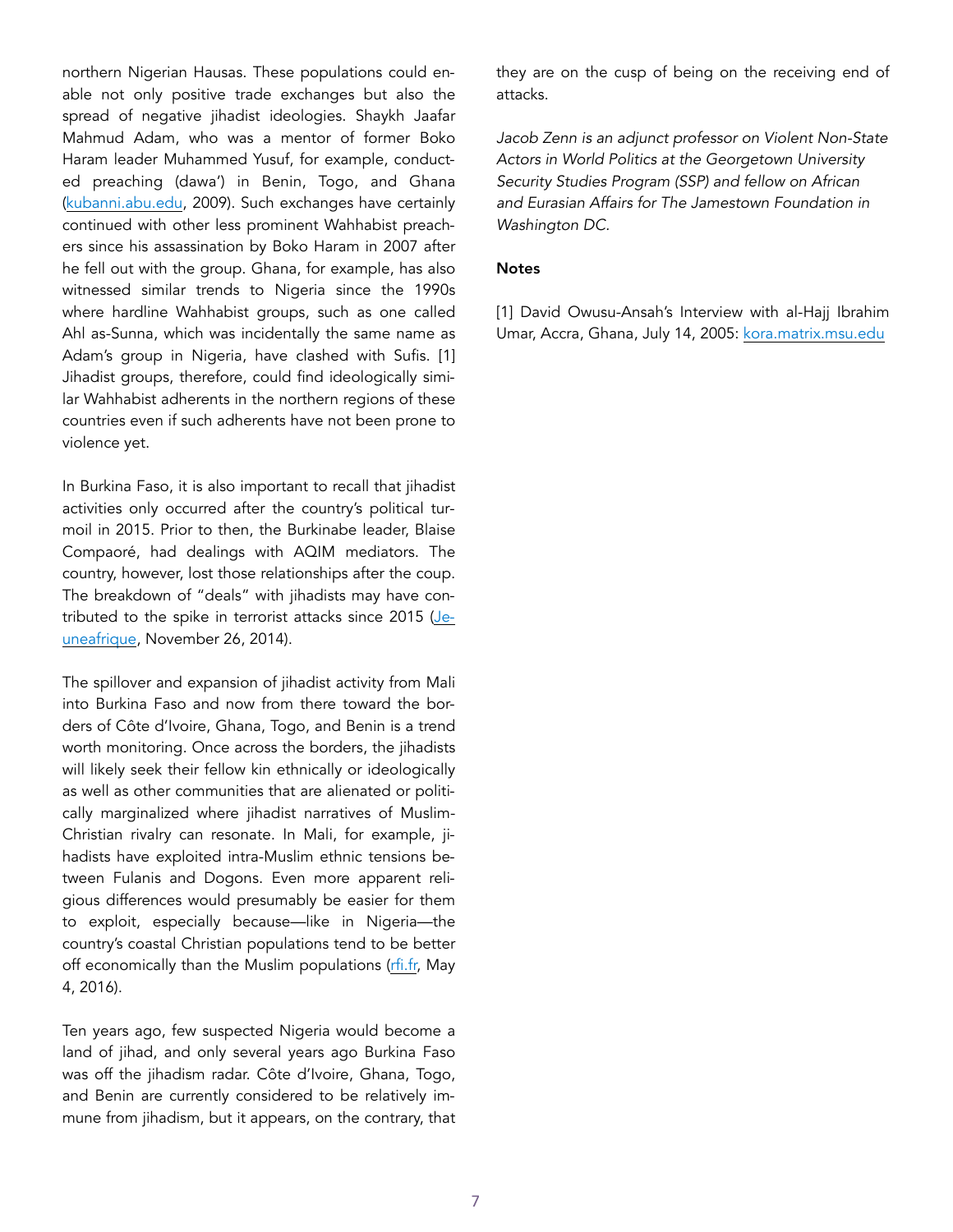northern Nigerian Hausas. These populations could enable not only positive trade exchanges but also the spread of negative jihadist ideologies. Shaykh Jaafar Mahmud Adam, who was a mentor of former Boko Haram leader Muhammed Yusuf, for example, conducted preaching (dawa') in Benin, Togo, and Ghana (kubanni.abu.edu, 2009). Such exchanges have certainly continued with other less prominent Wahhabist preachers since his assassination by Boko Haram in 2007 after he fell out with the group. Ghana, for example, has also witnessed similar trends to Nigeria since the 1990s where hardline Wahhabist groups, such as one called Ahl as-Sunna, which was incidentally the same name as Adam's group in Nigeria, have clashed with Sufis. [1] Jihadist groups, therefore, could find ideologically similar Wahhabist adherents in the northern regions of these countries even if such adherents have not been prone to violence yet.

In Burkina Faso, it is also important to recall that jihadist activities only occurred after the country's political turmoil in 2015. Prior to then, the Burkinabe leader, Blaise Compaoré, had dealings with AQIM mediators. The country, however, lost those relationships after the coup. The breakdown of "deals" with jihadists may have contributed to the spike in terrorist attacks since 2015 (Jeuneafrique, November 26, 2014).

The spillover and expansion of jihadist activity from Mali into Burkina Faso and now from there toward the borders of Côte d'Ivoire, Ghana, Togo, and Benin is a trend worth monitoring. Once across the borders, the jihadists will likely seek their fellow kin ethnically or ideologically as well as other communities that are alienated or politically marginalized where jihadist narratives of Muslim-Christian rivalry can resonate. In Mali, for example, jihadists have exploited intra-Muslim ethnic tensions between Fulanis and Dogons. Even more apparent religious differences would presumably be easier for them to exploit, especially because—like in Nigeria—the country's coastal Christian populations tend to be better off economically than the Muslim populations (rfi.fr, May 4, 2016).

Ten years ago, few suspected Nigeria would become a land of jihad, and only several years ago Burkina Faso was off the jihadism radar. Côte d'Ivoire, Ghana, Togo, and Benin are currently considered to be relatively immune from jihadism, but it appears, on the contrary, that they are on the cusp of being on the receiving end of attacks.

*Jacob Zenn is an adjunct professor on Violent Non-State Actors in World Politics at the Georgetown University Security Studies Program (SSP) and fellow on African and Eurasian Affairs for The Jamestown Foundation in Washington DC.*

**Notes**

[1] David Owusu-Ansah's Interview with al-Hajj Ibrahim Umar, Accra, Ghana, July 14, 2005: kora.matrix.msu.edu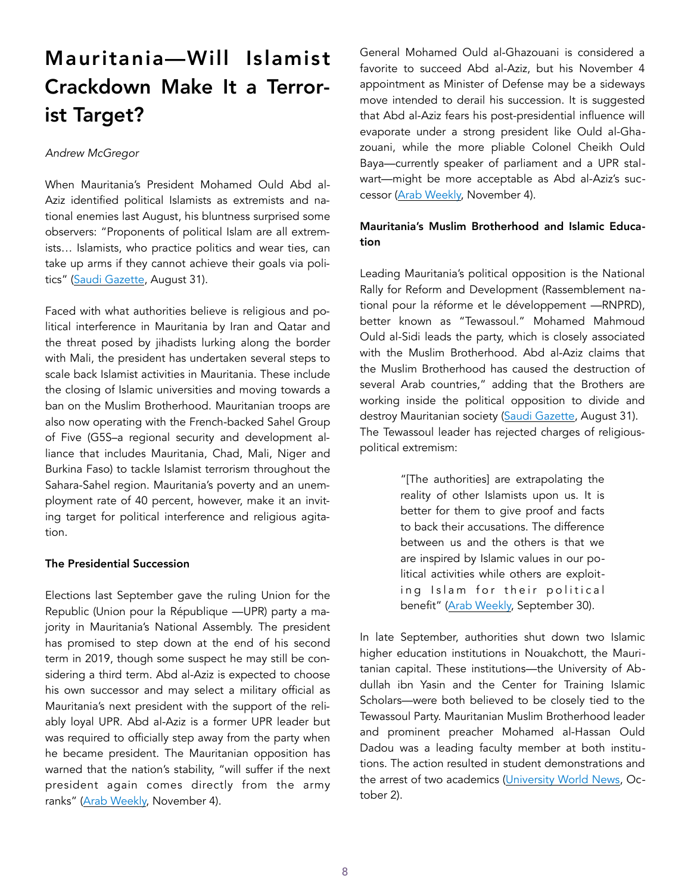# Mauritania—Will Islamist Crackdown Make It a Terrorist Target?

*Andrew McGregor*

When Mauritania's President Mohamed Ould Abd al-Aziz identified political Islamists as extremists and national enemies last August, his bluntness surprised some observers: "Proponents of political Islam are all extremists… Islamists, who practice politics and wear ties, can take up arms if they cannot achieve their goals via politics" (Saudi Gazette, August 31).

Faced with what authorities believe is religious and political interference in Mauritania by Iran and Qatar and the threat posed by jihadists lurking along the border with Mali, the president has undertaken several steps to scale back Islamist activities in Mauritania. These include the closing of Islamic universities and moving towards a ban on the Muslim Brotherhood. Mauritanian troops are also now operating with the French-backed Sahel Group of Five (G5S–a regional security and development alliance that includes Mauritania, Chad, Mali, Niger and Burkina Faso) to tackle Islamist terrorism throughout the Sahara-Sahel region. Mauritania's poverty and an unemployment rate of 40 percent, however, make it an inviting target for political interference and religious agitation.

**The Presidential Succession**

Elections last September gave the ruling Union for the Republic (Union pour la République —UPR) party a majority in Mauritania's National Assembly. The president has promised to step down at the end of his second term in 2019, though some suspect he may still be considering a third term. Abd al-Aziz is expected to choose his own successor and may select a military official as Mauritania's next president with the support of the reliably loyal UPR. Abd al-Aziz is a former UPR leader but was required to officially step away from the party when he became president. The Mauritanian opposition has warned that the nation's stability, "will suffer if the next president again comes directly from the army ranks" (Arab Weekly, November 4).

General Mohamed Ould al-Ghazouani is considered a favorite to succeed Abd al-Aziz, but his November 4 appointment as Minister of Defense may be a sideways move intended to derail his succession. It is suggested that Abd al-Aziz fears his post-presidential influence will evaporate under a strong president like Ould al-Ghazouani, while the more pliable Colonel Cheikh Ould Baya—currently speaker of parliament and a UPR stalwart—might be more acceptable as Abd al-Aziz's successor (Arab Weekly, November 4).

**Mauritania's Muslim Brotherhood and Islamic Education**

Leading Mauritania's political opposition is the National Rally for Reform and Development (Rassemblement national pour la réforme et le développement —RNPRD), better known as "Tewassoul." Mohamed Mahmoud Ould al-Sidi leads the party, which is closely associated with the Muslim Brotherhood. Abd al-Aziz claims that the Muslim Brotherhood has caused the destruction of several Arab countries," adding that the Brothers are working inside the political opposition to divide and destroy Mauritanian society (Saudi Gazette, August 31). The Tewassoul leader has rejected charges of religious-political extremism:

> "[The authorities] are extrapolating the reality of other Islamists upon us. It is better for them to give proof and facts to back their accusations. The difference between us and the others is that we are inspired by Islamic values in our political activities while others are exploiting Islam for their political benefit" (Arab Weekly, September 30).

In late September, authorities shut down two Islamic higher education institutions in Nouakchott, the Mauritanian capital. These institutions—the University of Abdullah ibn Yasin and the Center for Training Islamic Scholars—were both believed to be closely tied to the Tewassoul Party. Mauritanian Muslim Brotherhood leader and prominent preacher Mohamed al-Hassan Ould Dadou was a leading faculty member at both institutions. The action resulted in student demonstrations and the arrest of two academics (University World News, October 2).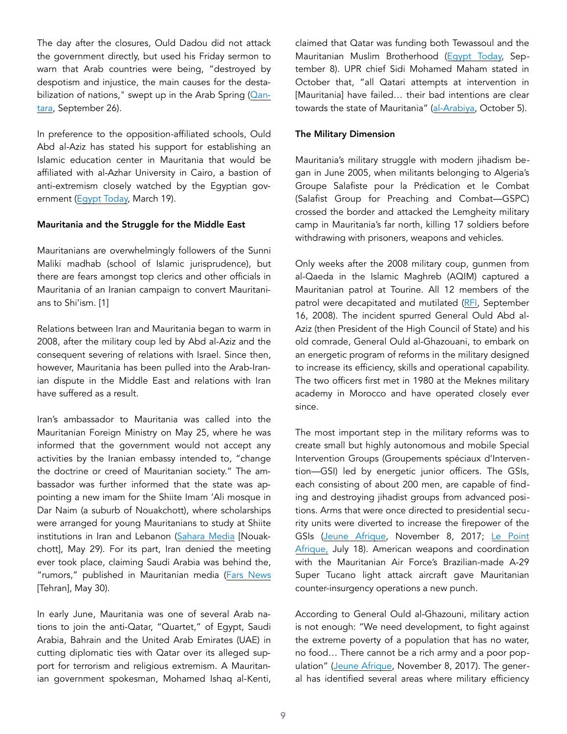The day after the closures, Ould Dadou did not attack the government directly, but used his Friday sermon to warn that Arab countries were being, "destroyed by despotism and injustice, the main causes for the destabilization of nations," swept up in the Arab Spring (Qantara, September 26).

In preference to the opposition-affiliated schools, Ould Abd al-Aziz has stated his support for establishing an Islamic education center in Mauritania that would be affiliated with al-Azhar University in Cairo, a bastion of anti-extremism closely watched by the Egyptian government (Egypt Today, March 19).

**Mauritania and the Struggle for the Middle East**

Mauritanians are overwhelmingly followers of the Sunni Maliki madhab (school of Islamic jurisprudence), but there are fears amongst top clerics and other officials in Mauritania of an Iranian campaign to convert Mauritanians to Shi'ism. [1]

Relations between Iran and Mauritania began to warm in 2008, after the military coup led by Abd al-Aziz and the consequent severing of relations with Israel. Since then, however, Mauritania has been pulled into the Arab-Iranian dispute in the Middle East and relations with Iran have suffered as a result.

Iran's ambassador to Mauritania was called into the Mauritanian Foreign Ministry on May 25, where he was informed that the government would not accept any activities by the Iranian embassy intended to, "change the doctrine or creed of Mauritanian society." The ambassador was further informed that the state was appointing a new imam for the Shiite Imam 'Ali mosque in Dar Naim (a suburb of Nouakchott), where scholarships were arranged for young Mauritanians to study at Shiite institutions in Iran and Lebanon (Sahara Media [Nouakchott], May 29). For its part, Iran denied the meeting ever took place, claiming Saudi Arabia was behind the, "rumors," published in Mauritanian media (Fars News [Tehran], May 30).

In early June, Mauritania was one of several Arab nations to join the anti-Qatar, "Quartet," of Egypt, Saudi Arabia, Bahrain and the United Arab Emirates (UAE) in cutting diplomatic ties with Qatar over its alleged support for terrorism and religious extremism. A Mauritanian government spokesman, Mohamed Ishaq al-Kenti, claimed that Qatar was funding both Tewassoul and the Mauritanian Muslim Brotherhood (Egypt Today, September 8). UPR chief Sidi Mohamed Maham stated in October that, "all Qatari attempts at intervention in [Mauritania] have failed… their bad intentions are clear towards the state of Mauritania" (al-Arabiya, October 5).

**The Military Dimension**

Mauritania's military struggle with modern jihadism began in June 2005, when militants belonging to Algeria's Groupe Salafiste pour la Prédication et le Combat (Salafist Group for Preaching and Combat—GSPC) crossed the border and attacked the Lemgheity military camp in Mauritania's far north, killing 17 soldiers before withdrawing with prisoners, weapons and vehicles.

Only weeks after the 2008 military coup, gunmen from al-Qaeda in the Islamic Maghreb (AQIM) captured a Mauritanian patrol at Tourine. All 12 members of the patrol were decapitated and mutilated (RFI, September 16, 2008). The incident spurred General Ould Abd al-Aziz (then President of the High Council of State) and his old comrade, General Ould al-Ghazouani, to embark on an energetic program of reforms in the military designed to increase its efficiency, skills and operational capability. The two officers first met in 1980 at the Meknes military academy in Morocco and have operated closely ever since.

The most important step in the military reforms was to create small but highly autonomous and mobile Special Intervention Groups (Groupements spéciaux d'Intervention—GSI) led by energetic junior officers. The GSIs, each consisting of about 200 men, are capable of finding and destroying jihadist groups from advanced positions. Arms that were once directed to presidential security units were diverted to increase the firepower of the GSIs (Jeune Afrique, November 8, 2017; Le Point Afrique, July 18). American weapons and coordination with the Mauritanian Air Force's Brazilian-made A-29 Super Tucano light attack aircraft gave Mauritanian counter-insurgency operations a new punch.

According to General Ould al-Ghazouni, military action is not enough: "We need development, to fight against the extreme poverty of a population that has no water, no food… There cannot be a rich army and a poor population" (Jeune Afrique, November 8, 2017). The general has identified several areas where military efficiency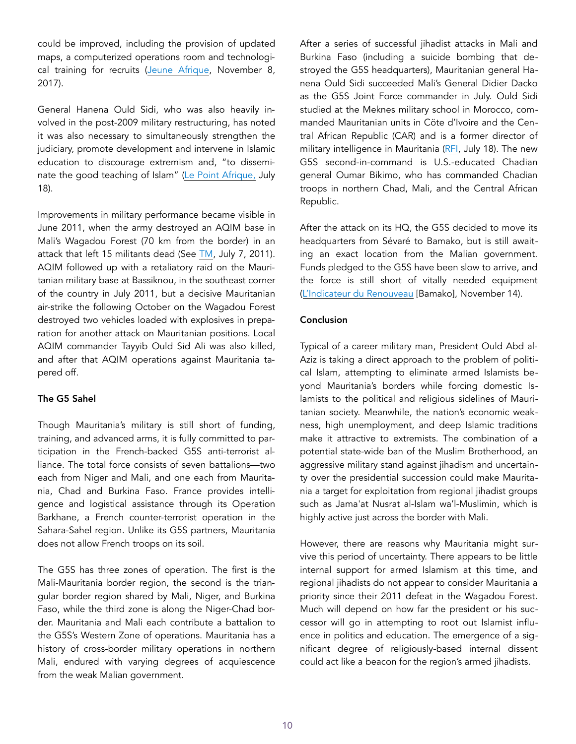could be improved, including the provision of updated maps, a computerized operations room and technological training for recruits (Jeune Afrique, November 8, 2017).

General Hanena Ould Sidi, who was also heavily involved in the post-2009 military restructuring, has noted it was also necessary to simultaneously strengthen the judiciary, promote development and intervene in Islamic education to discourage extremism and, "to disseminate the good teaching of Islam" (Le Point Afrique, July 18).

Improvements in military performance became visible in June 2011, when the army destroyed an AQIM base in Mali's Wagadou Forest (70 km from the border) in an attack that left 15 militants dead (See TM, July 7, 2011). AQIM followed up with a retaliatory raid on the Mauritanian military base at Bassiknou, in the southeast corner of the country in July 2011, but a decisive Mauritanian air-strike the following October on the Wagadou Forest destroyed two vehicles loaded with explosives in preparation for another attack on Mauritanian positions. Local AQIM commander Tayyib Ould Sid Ali was also killed, and after that AQIM operations against Mauritania tapered off.

### The G5 Sahel

Though Mauritania's military is still short of funding, training, and advanced arms, it is fully committed to participation in the French-backed G5S anti-terrorist alliance. The total force consists of seven battalions—two each from Niger and Mali, and one each from Mauritania, Chad and Burkina Faso. France provides intelligence and logistical assistance through its Operation Barkhane, a French counter-terrorist operation in the Sahara-Sahel region. Unlike its G5S partners, Mauritania does not allow French troops on its soil.

The G5S has three zones of operation. The first is the Mali-Mauritania border region, the second is the triangular border region shared by Mali, Niger, and Burkina Faso, while the third zone is along the Niger-Chad border. Mauritania and Mali each contribute a battalion to the G5S's Western Zone of operations. Mauritania has a history of cross-border military operations in northern Mali, endured with varying degrees of acquiescence from the weak Malian government.

After a series of successful jihadist attacks in Mali and Burkina Faso (including a suicide bombing that destroyed the G5S headquarters), Mauritanian general Hanena Ould Sidi succeeded Mali's General Didier Dacko as the G5S Joint Force commander in July. Ould Sidi studied at the Meknes military school in Morocco, commanded Mauritanian units in Côte d'Ivoire and the Central African Republic (CAR) and is a former director of military intelligence in Mauritania (RFI, July 18). The new G5S second-in-command is U.S.-educated Chadian general Oumar Bikimo, who has commanded Chadian troops in northern Chad, Mali, and the Central African Republic.

After the attack on its HQ, the G5S decided to move its headquarters from Sévaré to Bamako, but is still awaiting an exact location from the Malian government. Funds pledged to the G5S have been slow to arrive, and the force is still short of vitally needed equipment (L'Indicateur du Renouveau [Bamako], November 14).

### Conclusion

Typical of a career military man, President Ould Abd al-Aziz is taking a direct approach to the problem of political Islam, attempting to eliminate armed Islamists beyond Mauritania's borders while forcing domestic Islamists to the political and religious sidelines of Mauritanian society. Meanwhile, the nation's economic weakness, high unemployment, and deep Islamic traditions make it attractive to extremists. The combination of a potential state-wide ban of the Muslim Brotherhood, an aggressive military stand against jihadism and uncertainty over the presidential succession could make Mauritania a target for exploitation from regional jihadist groups such as Jama'at Nusrat al-Islam wa'l-Muslimin, which is highly active just across the border with Mali.

However, there are reasons why Mauritania might survive this period of uncertainty. There appears to be little internal support for armed Islamism at this time, and regional jihadists do not appear to consider Mauritania a priority since their 2011 defeat in the Wagadou Forest. Much will depend on how far the president or his successor will go in attempting to root out Islamist influence in politics and education. The emergence of a significant degree of religiously-based internal dissent could act like a beacon for the region's armed jihadists.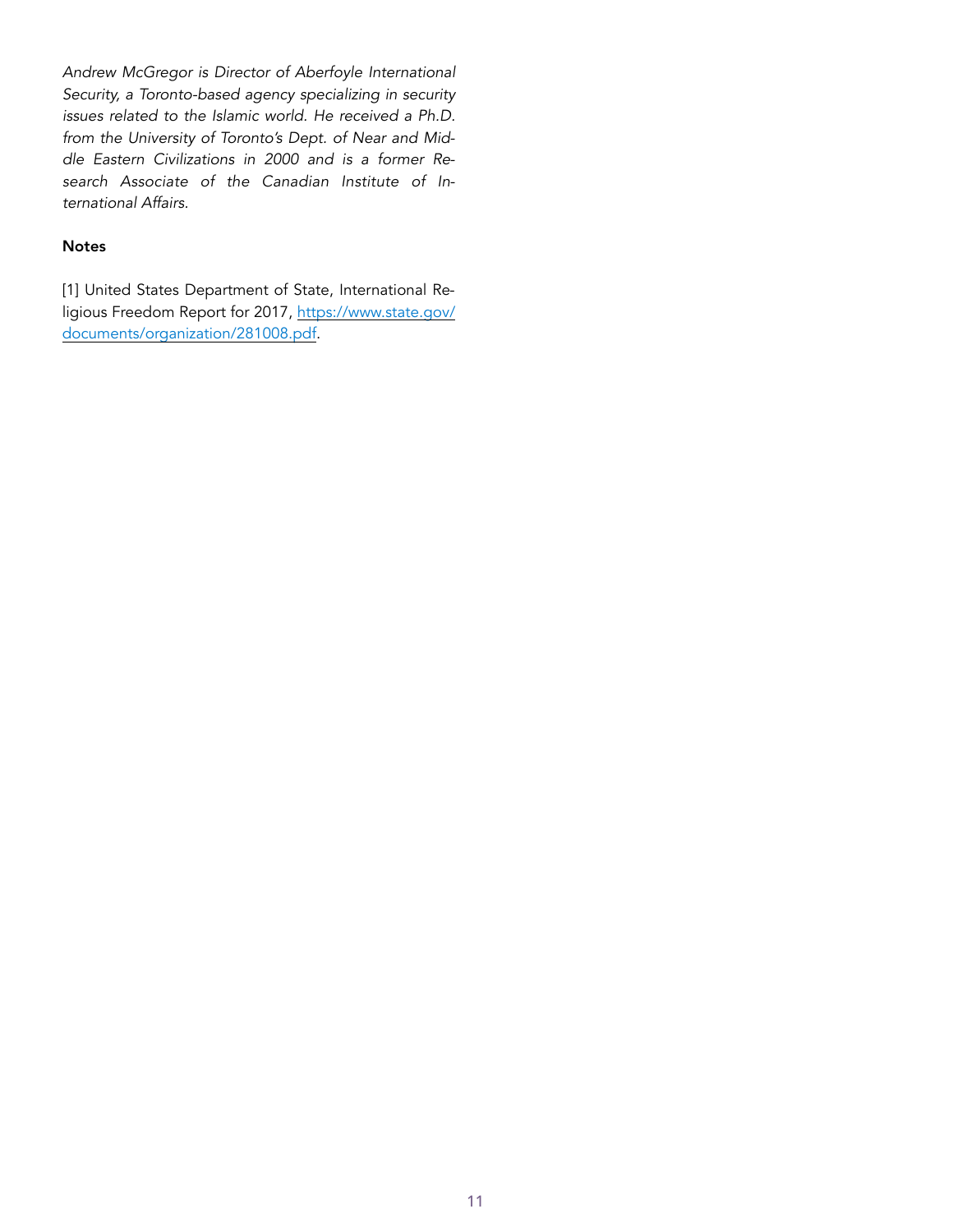*Andrew McGregor is Director of Aberfoyle International Security, a Toronto-based agency specializing in security issues related to the Islamic world. He received a Ph.D. from the University of Toronto's Dept. of Near and Middle Eastern Civilizations in 2000 and is a former Research Associate of the Canadian Institute of International Affairs.*

**Notes**

[1] United States Department of State, International Religious Freedom Report for 2017, https://www.state.gov/documents/organization/281008.pdf.